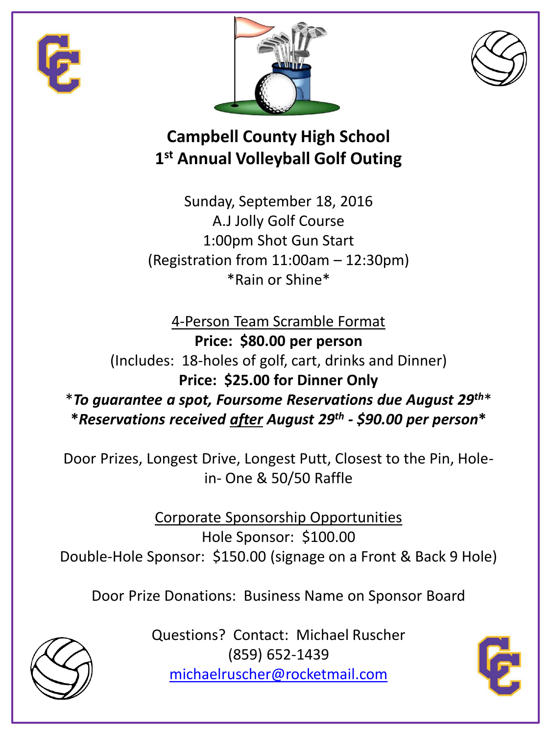# Campbell County High School
# 1st Annual Volleyball Golf Outing

Sunday, September 18, 2016
A.J Jolly Golf Course
1:00pm Shot Gun Start
(Registration from 11:00am – 12:30pm)
*Rain or Shine*

4-Person Team Scramble Format

**Price: $80.00 per person**

(Includes: 18-holes of golf, cart, drinks and Dinner)

**Price: $25.00 for Dinner Only**

****To guarantee a spot, Foursome Reservations due August 29th****

****Reservations received after August 29th - $90.00 per person****

Door Prizes, Longest Drive, Longest Putt, Closest to the Pin, Hole-in- One & 50/50 Raffle

Corporate Sponsorship Opportunities

Hole Sponsor: $100.00
Double-Hole Sponsor: $150.00 (signage on a Front & Back 9 Hole)

Door Prize Donations: Business Name on Sponsor Board

Questions? Contact: Michael Ruscher
(859) 652-1439
michaelruscher@rocketmail.com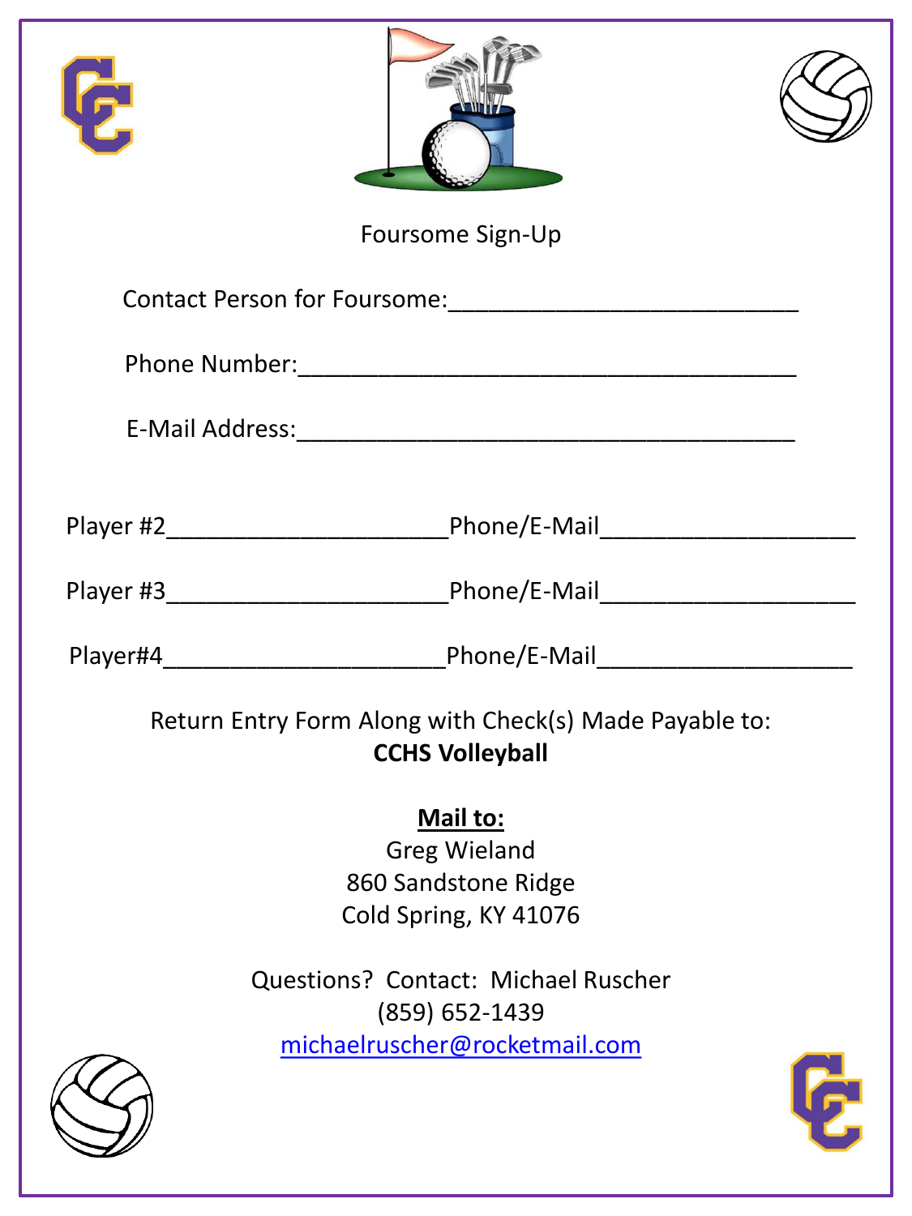Foursome Sign-Up

Contact Person for Foursome:___________________________

Phone Number:______________________________________

E-Mail Address:______________________________________

Player #2______________________Phone/E-Mail____________________

Player #3______________________Phone/E-Mail____________________

Player#4______________________Phone/E-Mail____________________

Return Entry Form Along with Check(s) Made Payable to:
**CCHS Volleyball**

**Mail to:**
Greg Wieland
860 Sandstone Ridge
Cold Spring, KY 41076

Questions? Contact: Michael Ruscher
(859) 652-1439
michaelruscher@rocketmail.com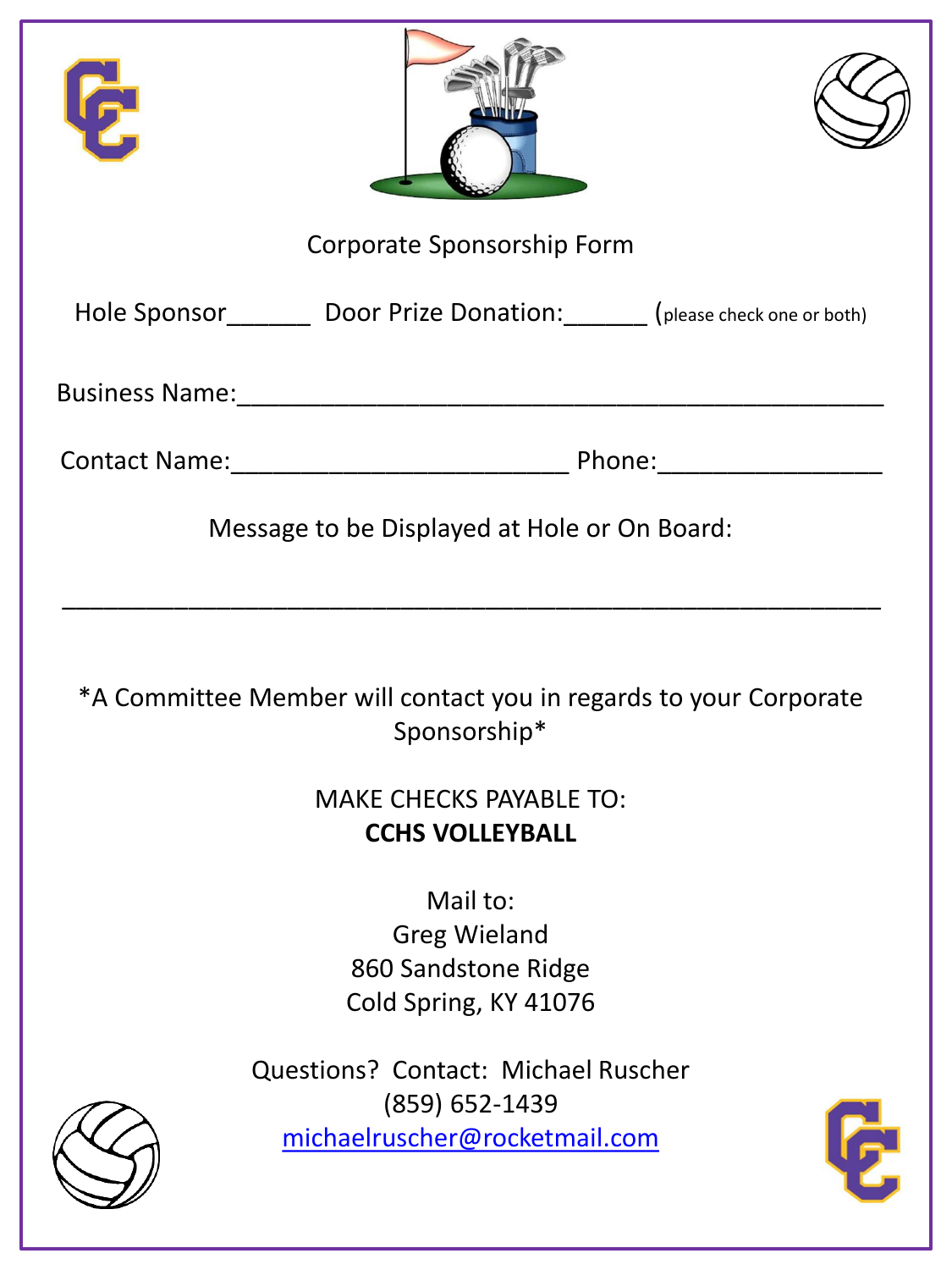# Corporate Sponsorship Form

Hole Sponsor______ Door Prize Donation:______ (please check one or both)

Business Name:_______________________________________________

Contact Name:________________________ Phone:________________

Message to be Displayed at Hole or On Board:

__________________________________________________________

*A Committee Member will contact you in regards to your Corporate Sponsorship*

MAKE CHECKS PAYABLE TO:
**CCHS VOLLEYBALL**

Mail to:
Greg Wieland
860 Sandstone Ridge
Cold Spring, KY 41076

Questions? Contact: Michael Ruscher
(859) 652-1439
michaelruscher@rocketmail.com